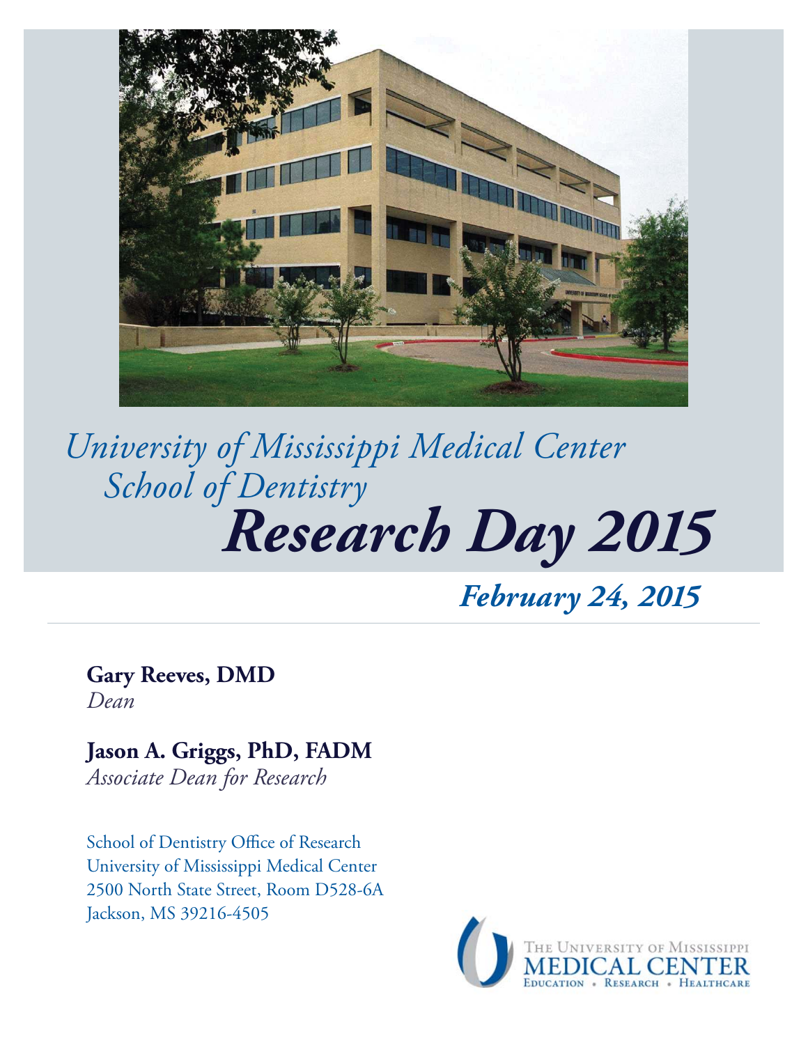*University of Mississippi Medical Center*
*School of Dentistry*

# *Research Day 2015*

***February 24, 2015***

---

**Gary Reeves, DMD**
*Dean*

**Jason A. Griggs, PhD, FADM**
*Associate Dean for Research*

School of Dentistry Office of Research
University of Mississippi Medical Center
2500 North State Street, Room D528-6A
Jackson, MS 39216-4505

The University of Mississippi
MEDICAL CENTER
Education • Research • Healthcare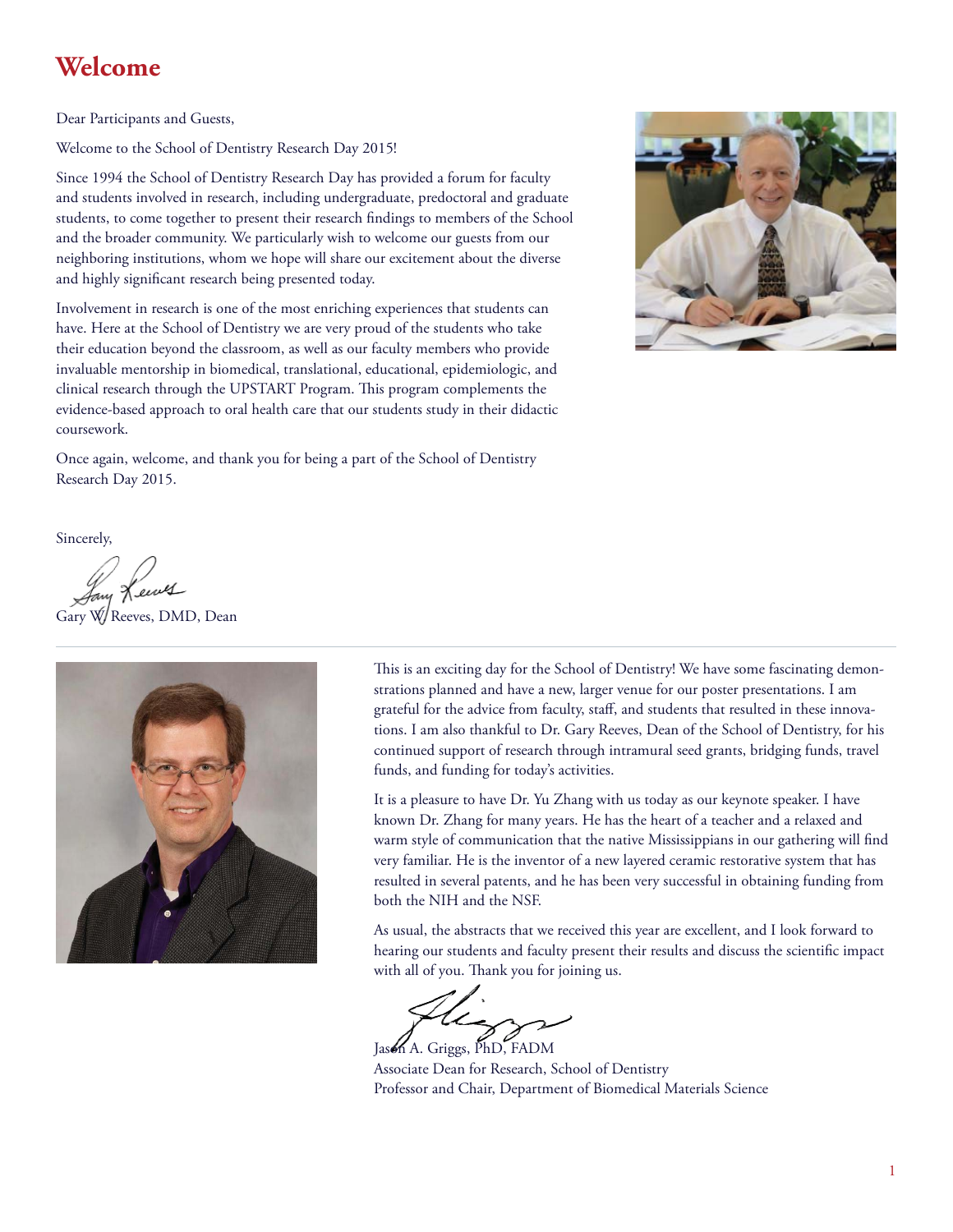# Welcome

Dear Participants and Guests,

Welcome to the School of Dentistry Research Day 2015!

Since 1994 the School of Dentistry Research Day has provided a forum for faculty and students involved in research, including undergraduate, predoctoral and graduate students, to come together to present their research findings to members of the School and the broader community. We particularly wish to welcome our guests from our neighboring institutions, whom we hope will share our excitement about the diverse and highly significant research being presented today.

Involvement in research is one of the most enriching experiences that students can have. Here at the School of Dentistry we are very proud of the students who take their education beyond the classroom, as well as our faculty members who provide invaluable mentorship in biomedical, translational, educational, epidemiologic, and clinical research through the UPSTART Program. This program complements the evidence-based approach to oral health care that our students study in their didactic coursework.

Once again, welcome, and thank you for being a part of the School of Dentistry Research Day 2015.

Sincerely,

Gary W. Reeves, DMD, Dean

---

This is an exciting day for the School of Dentistry! We have some fascinating demonstrations planned and have a new, larger venue for our poster presentations. I am grateful for the advice from faculty, staff, and students that resulted in these innovations. I am also thankful to Dr. Gary Reeves, Dean of the School of Dentistry, for his continued support of research through intramural seed grants, bridging funds, travel funds, and funding for today's activities.

It is a pleasure to have Dr. Yu Zhang with us today as our keynote speaker. I have known Dr. Zhang for many years. He has the heart of a teacher and a relaxed and warm style of communication that the native Mississippians in our gathering will find very familiar. He is the inventor of a new layered ceramic restorative system that has resulted in several patents, and he has been very successful in obtaining funding from both the NIH and the NSF.

As usual, the abstracts that we received this year are excellent, and I look forward to hearing our students and faculty present their results and discuss the scientific impact with all of you. Thank you for joining us.

Jason A. Griggs, PhD, FADM
Associate Dean for Research, School of Dentistry
Professor and Chair, Department of Biomedical Materials Science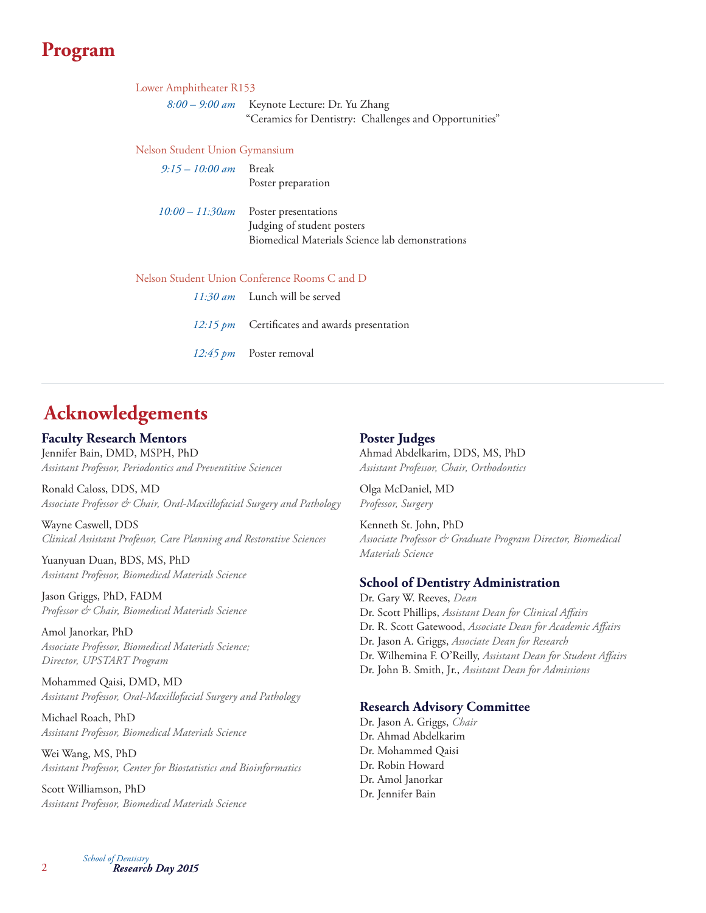# Program

Lower Amphitheater R153

*8:00 – 9:00 am* Keynote Lecture: Dr. Yu Zhang
"Ceramics for Dentistry: Challenges and Opportunities"

Nelson Student Union Gymansium

*9:15 – 10:00 am* Break
Poster preparation

*10:00 – 11:30am* Poster presentations
Judging of student posters
Biomedical Materials Science lab demonstrations

Nelson Student Union Conference Rooms C and D

*11:30 am* Lunch will be served

*12:15 pm* Certificates and awards presentation

*12:45 pm* Poster removal

# Acknowledgements

### Faculty Research Mentors

Jennifer Bain, DMD, MSPH, PhD
*Assistant Professor, Periodontics and Preventitive Sciences*

Ronald Caloss, DDS, MD
*Associate Professor & Chair, Oral-Maxillofacial Surgery and Pathology*

Wayne Caswell, DDS
*Clinical Assistant Professor, Care Planning and Restorative Sciences*

Yuanyuan Duan, BDS, MS, PhD
*Assistant Professor, Biomedical Materials Science*

Jason Griggs, PhD, FADM
*Professor & Chair, Biomedical Materials Science*

Amol Janorkar, PhD
*Associate Professor, Biomedical Materials Science;*
*Director, UPSTART Program*

Mohammed Qaisi, DMD, MD
*Assistant Professor, Oral-Maxillofacial Surgery and Pathology*

Michael Roach, PhD
*Assistant Professor, Biomedical Materials Science*

Wei Wang, MS, PhD
*Assistant Professor, Center for Biostatistics and Bioinformatics*

Scott Williamson, PhD
*Assistant Professor, Biomedical Materials Science*

### Poster Judges

Ahmad Abdelkarim, DDS, MS, PhD
*Assistant Professor, Chair, Orthodontics*

Olga McDaniel, MD
*Professor, Surgery*

Kenneth St. John, PhD
*Associate Professor & Graduate Program Director, Biomedical Materials Science*

### School of Dentistry Administration

Dr. Gary W. Reeves, *Dean*
Dr. Scott Phillips, *Assistant Dean for Clinical Affairs*
Dr. R. Scott Gatewood, *Associate Dean for Academic Affairs*
Dr. Jason A. Griggs, *Associate Dean for Research*
Dr. Wilhemina F. O'Reilly, *Assistant Dean for Student Affairs*
Dr. John B. Smith, Jr., *Assistant Dean for Admissions*

### Research Advisory Committee

Dr. Jason A. Griggs, *Chair*
Dr. Ahmad Abdelkarim
Dr. Mohammed Qaisi
Dr. Robin Howard
Dr. Amol Janorkar
Dr. Jennifer Bain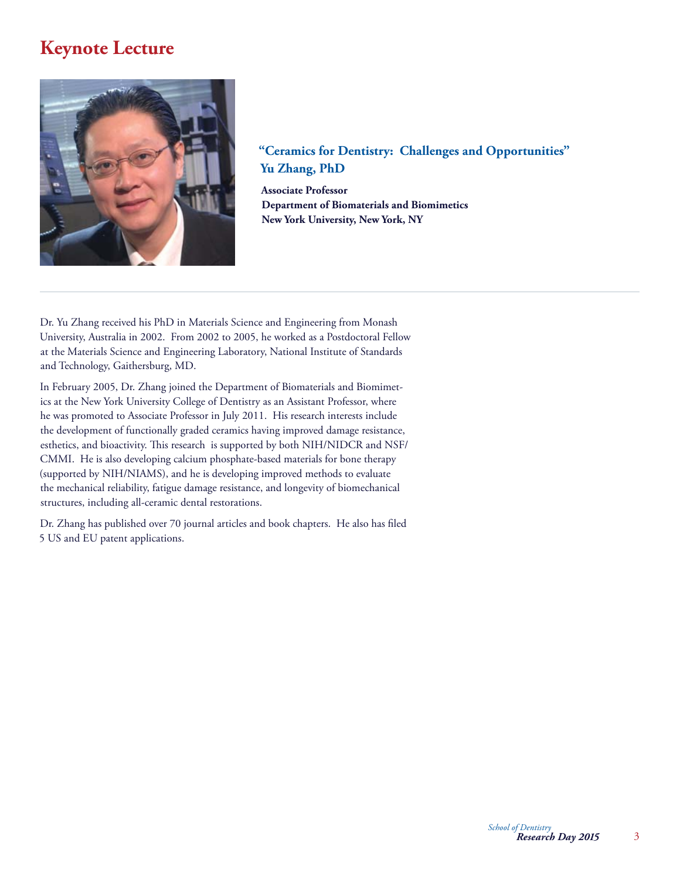# Keynote Lecture

**"Ceramics for Dentistry: Challenges and Opportunities"**
**Yu Zhang, PhD**

**Associate Professor**
**Department of Biomaterials and Biomimetics**
**New York University, New York, NY**

---

Dr. Yu Zhang received his PhD in Materials Science and Engineering from Monash University, Australia in 2002. From 2002 to 2005, he worked as a Postdoctoral Fellow at the Materials Science and Engineering Laboratory, National Institute of Standards and Technology, Gaithersburg, MD.

In February 2005, Dr. Zhang joined the Department of Biomaterials and Biomimetics at the New York University College of Dentistry as an Assistant Professor, where he was promoted to Associate Professor in July 2011. His research interests include the development of functionally graded ceramics having improved damage resistance, esthetics, and bioactivity. This research is supported by both NIH/NIDCR and NSF/CMMI. He is also developing calcium phosphate-based materials for bone therapy (supported by NIH/NIAMS), and he is developing improved methods to evaluate the mechanical reliability, fatigue damage resistance, and longevity of biomechanical structures, including all-ceramic dental restorations.

Dr. Zhang has published over 70 journal articles and book chapters. He also has filed 5 US and EU patent applications.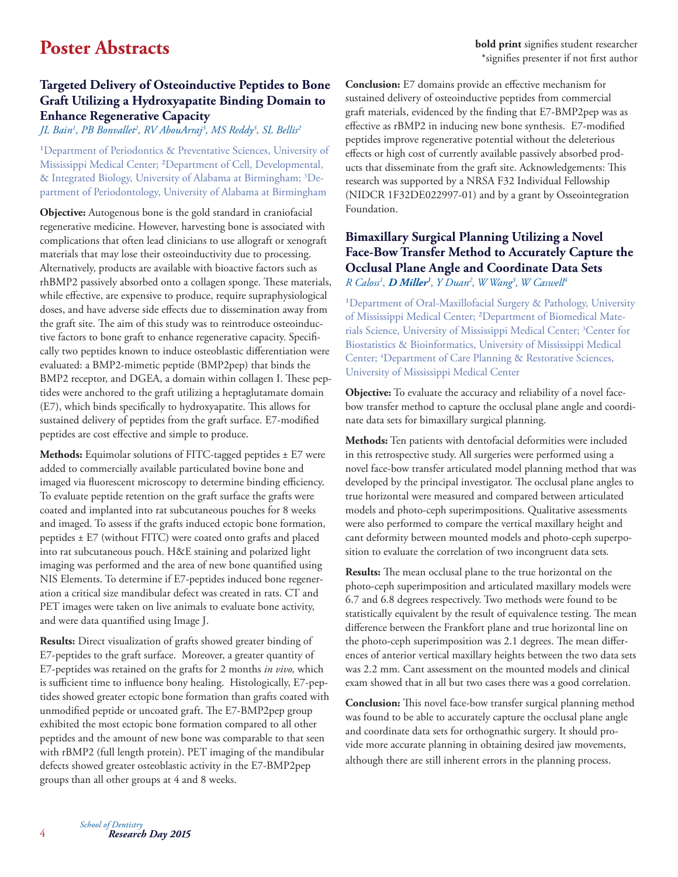# Poster Abstracts

**bold print** signifies student researcher
*signifies presenter if not first author

### Targeted Delivery of Osteoinductive Peptides to Bone Graft Utilizing a Hydroxyapatite Binding Domain to Enhance Regenerative Capacity

*JL Bain[1], PB Bonvallet[2], RV AbouArraj[3], MS Reddy[3], SL Bellis[2]*

[1]Department of Periodontics & Preventative Sciences, University of Mississippi Medical Center; [2]Department of Cell, Developmental, & Integrated Biology, University of Alabama at Birmingham; [3]Department of Periodontology, University of Alabama at Birmingham

**Objective:** Autogenous bone is the gold standard in craniofacial regenerative medicine. However, harvesting bone is associated with complications that often lead clinicians to use allograft or xenograft materials that may lose their osteoinductivity due to processing. Alternatively, products are available with bioactive factors such as rhBMP2 passively absorbed onto a collagen sponge. These materials, while effective, are expensive to produce, require supraphysiological doses, and have adverse side effects due to dissemination away from the graft site. The aim of this study was to reintroduce osteoinductive factors to bone graft to enhance regenerative capacity. Specifically two peptides known to induce osteoblastic differentiation were evaluated: a BMP2-mimetic peptide (BMP2pep) that binds the BMP2 receptor, and DGEA, a domain within collagen I. These peptides were anchored to the graft utilizing a heptaglutamate domain (E7), which binds specifically to hydroxyapatite. This allows for sustained delivery of peptides from the graft surface. E7-modified peptides are cost effective and simple to produce.

**Methods:** Equimolar solutions of FITC-tagged peptides ± E7 were added to commercially available particulated bovine bone and imaged via fluorescent microscopy to determine binding efficiency. To evaluate peptide retention on the graft surface the grafts were coated and implanted into rat subcutaneous pouches for 8 weeks and imaged. To assess if the grafts induced ectopic bone formation, peptides ± E7 (without FITC) were coated onto grafts and placed into rat subcutaneous pouch. H&E staining and polarized light imaging was performed and the area of new bone quantified using NIS Elements. To determine if E7-peptides induced bone regeneration a critical size mandibular defect was created in rats. CT and PET images were taken on live animals to evaluate bone activity, and were data quantified using Image J.

**Results:** Direct visualization of grafts showed greater binding of E7-peptides to the graft surface. Moreover, a greater quantity of E7-peptides was retained on the grafts for 2 months *in vivo,* which is sufficient time to influence bony healing. Histologically, E7-peptides showed greater ectopic bone formation than grafts coated with unmodified peptide or uncoated graft. The E7-BMP2pep group exhibited the most ectopic bone formation compared to all other peptides and the amount of new bone was comparable to that seen with rBMP2 (full length protein). PET imaging of the mandibular defects showed greater osteoblastic activity in the E7-BMP2pep groups than all other groups at 4 and 8 weeks.

**Conclusion:** E7 domains provide an effective mechanism for sustained delivery of osteoinductive peptides from commercial graft materials, evidenced by the finding that E7-BMP2pep was as effective as rBMP2 in inducing new bone synthesis. E7-modified peptides improve regenerative potential without the deleterious effects or high cost of currently available passively absorbed products that disseminate from the graft site. Acknowledgements: This research was supported by a NRSA F32 Individual Fellowship (NIDCR 1F32DE022997-01) and by a grant by Osseointegration Foundation.

### Bimaxillary Surgical Planning Utilizing a Novel Face-Bow Transfer Method to Accurately Capture the Occlusal Plane Angle and Coordinate Data Sets

*R Caloss[1], **D Miller[1]**, Y Duan[2], W Wang[3], W Caswell[4]*

[1]Department of Oral-Maxillofacial Surgery & Pathology, University of Mississippi Medical Center; [2]Department of Biomedical Materials Science, University of Mississippi Medical Center; [3]Center for Biostatistics & Bioinformatics, University of Mississippi Medical Center; [4]Department of Care Planning & Restorative Sciences, University of Mississippi Medical Center

**Objective:** To evaluate the accuracy and reliability of a novel face-bow transfer method to capture the occlusal plane angle and coordinate data sets for bimaxillary surgical planning.

**Methods:** Ten patients with dentofacial deformities were included in this retrospective study. All surgeries were performed using a novel face-bow transfer articulated model planning method that was developed by the principal investigator. The occlusal plane angles to true horizontal were measured and compared between articulated models and photo-ceph superimpositions. Qualitative assessments were also performed to compare the vertical maxillary height and cant deformity between mounted models and photo-ceph superposition to evaluate the correlation of two incongruent data sets.

**Results:** The mean occlusal plane to the true horizontal on the photo-ceph superimposition and articulated maxillary models were 6.7 and 6.8 degrees respectively. Two methods were found to be statistically equivalent by the result of equivalence testing. The mean difference between the Frankfort plane and true horizontal line on the photo-ceph superimposition was 2.1 degrees. The mean differences of anterior vertical maxillary heights between the two data sets was 2.2 mm. Cant assessment on the mounted models and clinical exam showed that in all but two cases there was a good correlation.

**Conclusion:** This novel face-bow transfer surgical planning method was found to be able to accurately capture the occlusal plane angle and coordinate data sets for orthognathic surgery. It should provide more accurate planning in obtaining desired jaw movements, although there are still inherent errors in the planning process.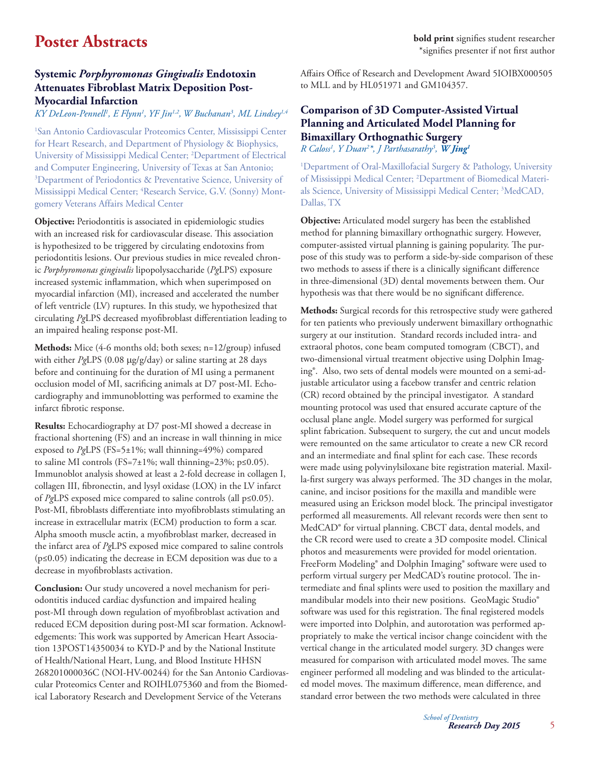# Poster Abstracts

**bold print** signifies student researcher
*signifies presenter if not first author

## Systemic *Porphyromonas Gingivalis* Endotoxin Attenuates Fibroblast Matrix Deposition Post-Myocardial Infarction

*KY DeLeon-Pennell[1], E Flynn[1], YF Jin[1,2], W Buchanan[3], ML Lindsey[1,4]*

[1]San Antonio Cardiovascular Proteomics Center, Mississippi Center for Heart Research, and Department of Physiology & Biophysics, University of Mississippi Medical Center; [2]Department of Electrical and Computer Engineering, University of Texas at San Antonio; [3]Department of Periodontics & Preventative Science, University of Mississippi Medical Center; [4]Research Service, G.V. (Sonny) Montgomery Veterans Affairs Medical Center

**Objective:** Periodontitis is associated in epidemiologic studies with an increased risk for cardiovascular disease. This association is hypothesized to be triggered by circulating endotoxins from periodontitis lesions. Our previous studies in mice revealed chronic *Porphyromonas gingivalis* lipopolysaccharide (*Pg*LPS) exposure increased systemic inflammation, which when superimposed on myocardial infarction (MI), increased and accelerated the number of left ventricle (LV) ruptures. In this study, we hypothesized that circulating *Pg*LPS decreased myofibroblast differentiation leading to an impaired healing response post-MI.

**Methods:** Mice (4-6 months old; both sexes; n=12/group) infused with either *Pg*LPS (0.08 µg/g/day) or saline starting at 28 days before and continuing for the duration of MI using a permanent occlusion model of MI, sacrificing animals at D7 post-MI. Echocardiography and immunoblotting was performed to examine the infarct fibrotic response.

**Results:** Echocardiography at D7 post-MI showed a decrease in fractional shortening (FS) and an increase in wall thinning in mice exposed to *Pg*LPS (FS=5±1%; wall thinning=49%) compared to saline MI controls (FS=7±1%; wall thinning=23%; $p \leq 0.05$). Immunoblot analysis showed at least a 2-fold decrease in collagen I, collagen III, fibronectin, and lysyl oxidase (LOX) in the LV infarct of *Pg*LPS exposed mice compared to saline controls (all $p \leq 0.05$). Post-MI, fibroblasts differentiate into myofibroblasts stimulating an increase in extracellular matrix (ECM) production to form a scar. Alpha smooth muscle actin, a myofibroblast marker, decreased in the infarct area of *Pg*LPS exposed mice compared to saline controls ($p \leq 0.05$) indicating the decrease in ECM deposition was due to a decrease in myofibroblasts activation.

**Conclusion:** Our study uncovered a novel mechanism for periodontitis induced cardiac dysfunction and impaired healing post-MI through down regulation of myofibroblast activation and reduced ECM deposition during post-MI scar formation. Acknowledgements: This work was supported by American Heart Association 13POST14350034 to KYD-P and by the National Institute of Health/National Heart, Lung, and Blood Institute HHSN 268201000036C (NOI-HV-00244) for the San Antonio Cardiovascular Proteomics Center and ROIHL075360 and from the Biomedical Laboratory Research and Development Service of the Veterans Affairs Office of Research and Development Award 5IOIBX000505 to MLL and by HL051971 and GM104357.

## Comparison of 3D Computer-Assisted Virtual Planning and Articulated Model Planning for Bimaxillary Orthognathic Surgery

*R Caloss[1], Y Duan[2]*, J Parthasarathy[3], **W Jing[1]***

[1]Department of Oral-Maxillofacial Surgery & Pathology, University of Mississippi Medical Center; [2]Department of Biomedical Materials Science, University of Mississippi Medical Center; [3]MedCAD, Dallas, TX

**Objective:** Articulated model surgery has been the established method for planning bimaxillary orthognathic surgery. However, computer-assisted virtual planning is gaining popularity. The purpose of this study was to perform a side-by-side comparison of these two methods to assess if there is a clinically significant difference in three-dimensional (3D) dental movements between them. Our hypothesis was that there would be no significant difference.

**Methods:** Surgical records for this retrospective study were gathered for ten patients who previously underwent bimaxillary orthognathic surgery at our institution. Standard records included intra- and extraoral photos, cone beam computed tomogram (CBCT), and two-dimensional virtual treatment objective using Dolphin Imaging®. Also, two sets of dental models were mounted on a semi-adjustable articulator using a facebow transfer and centric relation (CR) record obtained by the principal investigator. A standard mounting protocol was used that ensured accurate capture of the occlusal plane angle. Model surgery was performed for surgical splint fabrication. Subsequent to surgery, the cut and uncut models were remounted on the same articulator to create a new CR record and an intermediate and final splint for each case. These records were made using polyvinylsiloxane bite registration material. Maxilla-first surgery was always performed. The 3D changes in the molar, canine, and incisor positions for the maxilla and mandible were measured using an Erickson model block. The principal investigator performed all measurements. All relevant records were then sent to MedCAD® for virtual planning. CBCT data, dental models, and the CR record were used to create a 3D composite model. Clinical photos and measurements were provided for model orientation. FreeForm Modeling® and Dolphin Imaging® software were used to perform virtual surgery per MedCAD's routine protocol. The intermediate and final splints were used to position the maxillary and mandibular models into their new positions. GeoMagic Studio® software was used for this registration. The final registered models were imported into Dolphin, and autorotation was performed appropriately to make the vertical incisor change coincident with the vertical change in the articulated model surgery. 3D changes were measured for comparison with articulated model moves. The same engineer performed all modeling and was blinded to the articulated model moves. The maximum difference, mean difference, and standard error between the two methods were calculated in three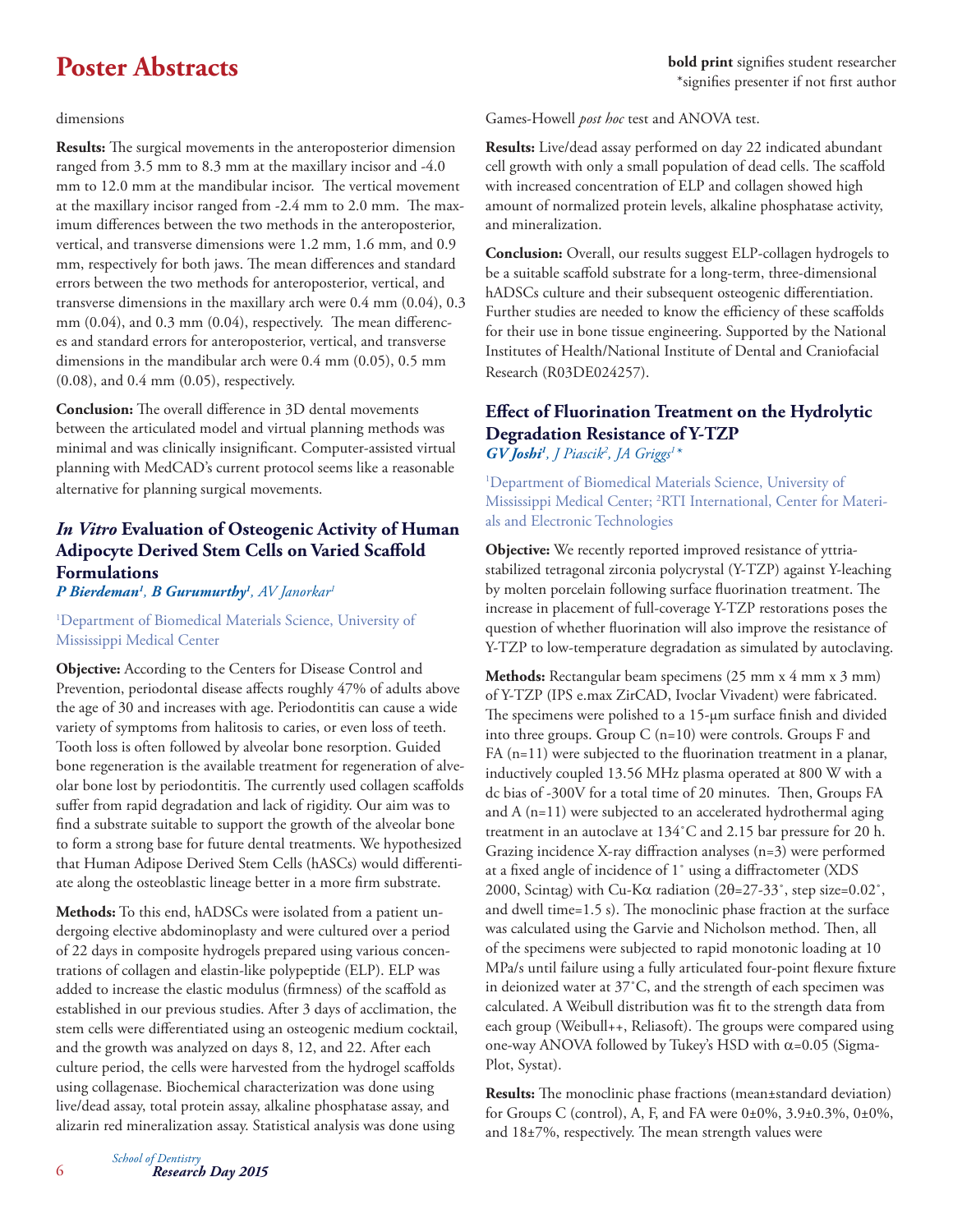dimensions

**Results:** The surgical movements in the anteroposterior dimension ranged from 3.5 mm to 8.3 mm at the maxillary incisor and -4.0 mm to 12.0 mm at the mandibular incisor. The vertical movement at the maxillary incisor ranged from -2.4 mm to 2.0 mm. The maximum differences between the two methods in the anteroposterior, vertical, and transverse dimensions were 1.2 mm, 1.6 mm, and 0.9 mm, respectively for both jaws. The mean differences and standard errors between the two methods for anteroposterior, vertical, and transverse dimensions in the maxillary arch were 0.4 mm (0.04), 0.3 mm (0.04), and 0.3 mm (0.04), respectively. The mean differences and standard errors for anteroposterior, vertical, and transverse dimensions in the mandibular arch were 0.4 mm (0.05), 0.5 mm (0.08), and 0.4 mm (0.05), respectively.

**Conclusion:** The overall difference in 3D dental movements between the articulated model and virtual planning methods was minimal and was clinically insignificant. Computer-assisted virtual planning with MedCAD's current protocol seems like a reasonable alternative for planning surgical movements.

## *In Vitro* Evaluation of Osteogenic Activity of Human Adipocyte Derived Stem Cells on Varied Scaffold Formulations

***P Bierdeman[1], B Gurumurthy[1]**, AV Janorkar[1]*

[1]Department of Biomedical Materials Science, University of Mississippi Medical Center

**Objective:** According to the Centers for Disease Control and Prevention, periodontal disease affects roughly 47% of adults above the age of 30 and increases with age. Periodontitis can cause a wide variety of symptoms from halitosis to caries, or even loss of teeth. Tooth loss is often followed by alveolar bone resorption. Guided bone regeneration is the available treatment for regeneration of alveolar bone lost by periodontitis. The currently used collagen scaffolds suffer from rapid degradation and lack of rigidity. Our aim was to find a substrate suitable to support the growth of the alveolar bone to form a strong base for future dental treatments. We hypothesized that Human Adipose Derived Stem Cells (hASCs) would differentiate along the osteoblastic lineage better in a more firm substrate.

**Methods:** To this end, hADSCs were isolated from a patient undergoing elective abdominoplasty and were cultured over a period of 22 days in composite hydrogels prepared using various concentrations of collagen and elastin-like polypeptide (ELP). ELP was added to increase the elastic modulus (firmness) of the scaffold as established in our previous studies. After 3 days of acclimation, the stem cells were differentiated using an osteogenic medium cocktail, and the growth was analyzed on days 8, 12, and 22. After each culture period, the cells were harvested from the hydrogel scaffolds using collagenase. Biochemical characterization was done using live/dead assay, total protein assay, alkaline phosphatase assay, and alizarin red mineralization assay. Statistical analysis was done using Games-Howell *post hoc* test and ANOVA test.

**Results:** Live/dead assay performed on day 22 indicated abundant cell growth with only a small population of dead cells. The scaffold with increased concentration of ELP and collagen showed high amount of normalized protein levels, alkaline phosphatase activity, and mineralization.

**Conclusion:** Overall, our results suggest ELP-collagen hydrogels to be a suitable scaffold substrate for a long-term, three-dimensional hADSCs culture and their subsequent osteogenic differentiation. Further studies are needed to know the efficiency of these scaffolds for their use in bone tissue engineering. Supported by the National Institutes of Health/National Institute of Dental and Craniofacial Research (R03DE024257).

## Effect of Fluorination Treatment on the Hydrolytic Degradation Resistance of Y-TZP

***GV Joshi[1]**, J Piascik[2], JA Griggs[1]\**

[1]Department of Biomedical Materials Science, University of Mississippi Medical Center; [2]RTI International, Center for Materials and Electronic Technologies

**Objective:** We recently reported improved resistance of yttria-stabilized tetragonal zirconia polycrystal (Y-TZP) against Y-leaching by molten porcelain following surface fluorination treatment. The increase in placement of full-coverage Y-TZP restorations poses the question of whether fluorination will also improve the resistance of Y-TZP to low-temperature degradation as simulated by autoclaving.

**Methods:** Rectangular beam specimens (25 mm x 4 mm x 3 mm) of Y-TZP (IPS e.max ZirCAD, Ivoclar Vivadent) were fabricated. The specimens were polished to a 15-µm surface finish and divided into three groups. Group C (n=10) were controls. Groups F and FA (n=11) were subjected to the fluorination treatment in a planar, inductively coupled 13.56 MHz plasma operated at 800 W with a dc bias of -300V for a total time of 20 minutes. Then, Groups FA and A (n=11) were subjected to an accelerated hydrothermal aging treatment in an autoclave at 134˚C and 2.15 bar pressure for 20 h. Grazing incidence X-ray diffraction analyses (n=3) were performed at a fixed angle of incidence of 1˚ using a diffractometer (XDS 2000, Scintag) with Cu-K$\alpha$ radiation (2θ=27-33˚, step size=0.02˚, and dwell time=1.5 s). The monoclinic phase fraction at the surface was calculated using the Garvie and Nicholson method. Then, all of the specimens were subjected to rapid monotonic loading at 10 MPa/s until failure using a fully articulated four-point flexure fixture in deionized water at 37˚C, and the strength of each specimen was calculated. A Weibull distribution was fit to the strength data from each group (Weibull++, Reliasoft). The groups were compared using one-way ANOVA followed by Tukey's HSD with $\alpha$=0.05 (SigmaPlot, Systat).

**Results:** The monoclinic phase fractions (mean±standard deviation) for Groups C (control), A, F, and FA were 0±0%, 3.9±0.3%, 0±0%, and 18±7%, respectively. The mean strength values were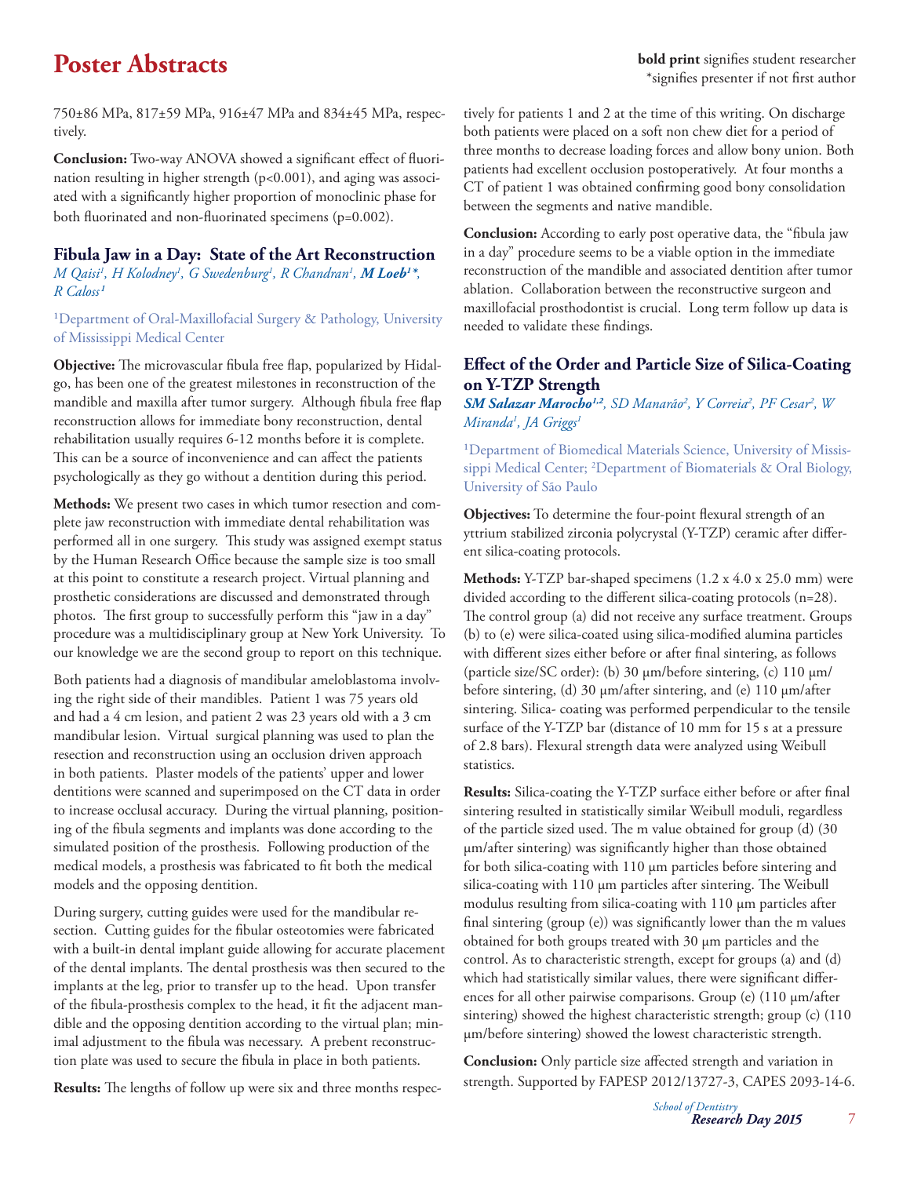750±86 MPa, 817±59 MPa, 916±47 MPa and 834±45 MPa, respectively.

**Conclusion:** Two-way ANOVA showed a significant effect of fluorination resulting in higher strength (p<0.001), and aging was associated with a significantly higher proportion of monoclinic phase for both fluorinated and non-fluorinated specimens (p=0.002).

### Fibula Jaw in a Day: State of the Art Reconstruction

*M Qaisi[1], H Kolodney[1], G Swedenburg[1], R Chandran[1], **M Loeb[1]***, R Caloss[1]*

[1]Department of Oral-Maxillofacial Surgery & Pathology, University of Mississippi Medical Center

**Objective:** The microvascular fibula free flap, popularized by Hidalgo, has been one of the greatest milestones in reconstruction of the mandible and maxilla after tumor surgery. Although fibula free flap reconstruction allows for immediate bony reconstruction, dental rehabilitation usually requires 6-12 months before it is complete. This can be a source of inconvenience and can affect the patients psychologically as they go without a dentition during this period.

**Methods:** We present two cases in which tumor resection and complete jaw reconstruction with immediate dental rehabilitation was performed all in one surgery. This study was assigned exempt status by the Human Research Office because the sample size is too small at this point to constitute a research project. Virtual planning and prosthetic considerations are discussed and demonstrated through photos. The first group to successfully perform this "jaw in a day" procedure was a multidisciplinary group at New York University. To our knowledge we are the second group to report on this technique.

Both patients had a diagnosis of mandibular ameloblastoma involving the right side of their mandibles. Patient 1 was 75 years old and had a 4 cm lesion, and patient 2 was 23 years old with a 3 cm mandibular lesion. Virtual surgical planning was used to plan the resection and reconstruction using an occlusion driven approach in both patients. Plaster models of the patients' upper and lower dentitions were scanned and superimposed on the CT data in order to increase occlusal accuracy. During the virtual planning, positioning of the fibula segments and implants was done according to the simulated position of the prosthesis. Following production of the medical models, a prosthesis was fabricated to fit both the medical models and the opposing dentition.

During surgery, cutting guides were used for the mandibular resection. Cutting guides for the fibular osteotomies were fabricated with a built-in dental implant guide allowing for accurate placement of the dental implants. The dental prosthesis was then secured to the implants at the leg, prior to transfer up to the head. Upon transfer of the fibula-prosthesis complex to the head, it fit the adjacent mandible and the opposing dentition according to the virtual plan; minimal adjustment to the fibula was necessary. A prebent reconstruction plate was used to secure the fibula in place in both patients.

**Results:** The lengths of follow up were six and three months respectively for patients 1 and 2 at the time of this writing. On discharge both patients were placed on a soft non chew diet for a period of three months to decrease loading forces and allow bony union. Both patients had excellent occlusion postoperatively. At four months a CT of patient 1 was obtained confirming good bony consolidation between the segments and native mandible.

**Conclusion:** According to early post operative data, the "fibula jaw in a day" procedure seems to be a viable option in the immediate reconstruction of the mandible and associated dentition after tumor ablation. Collaboration between the reconstructive surgeon and maxillofacial prosthodontist is crucial. Long term follow up data is needed to validate these findings.

### Effect of the Order and Particle Size of Silica-Coating on Y-TZP Strength

***SM Salazar Marocho[1,2]**, SD Manarão[2], Y Correia[2], PF Cesar[2], W Miranda[1], JA Griggs[1]*

[1]Department of Biomedical Materials Science, University of Mississippi Medical Center; [2]Department of Biomaterials & Oral Biology, University of São Paulo

**Objectives:** To determine the four-point flexural strength of an yttrium stabilized zirconia polycrystal (Y-TZP) ceramic after different silica-coating protocols.

**Methods:** Y-TZP bar-shaped specimens (1.2 x 4.0 x 25.0 mm) were divided according to the different silica-coating protocols (n=28). The control group (a) did not receive any surface treatment. Groups (b) to (e) were silica-coated using silica-modified alumina particles with different sizes either before or after final sintering, as follows (particle size/SC order): (b) 30 μm/before sintering, (c) 110 μm/before sintering, (d) 30 μm/after sintering, and (e) 110 μm/after sintering. Silica- coating was performed perpendicular to the tensile surface of the Y-TZP bar (distance of 10 mm for 15 s at a pressure of 2.8 bars). Flexural strength data were analyzed using Weibull statistics.

**Results:** Silica-coating the Y-TZP surface either before or after final sintering resulted in statistically similar Weibull moduli, regardless of the particle sized used. The m value obtained for group (d) (30 μm/after sintering) was significantly higher than those obtained for both silica-coating with 110 μm particles before sintering and silica-coating with 110 μm particles after sintering. The Weibull modulus resulting from silica-coating with 110 μm particles after final sintering (group (e)) was significantly lower than the m values obtained for both groups treated with 30 μm particles and the control. As to characteristic strength, except for groups (a) and (d) which had statistically similar values, there were significant differences for all other pairwise comparisons. Group (e) (110 μm/after sintering) showed the highest characteristic strength; group (c) (110 μm/before sintering) showed the lowest characteristic strength.

**Conclusion:** Only particle size affected strength and variation in strength. Supported by FAPESP 2012/13727-3, CAPES 2093-14-6.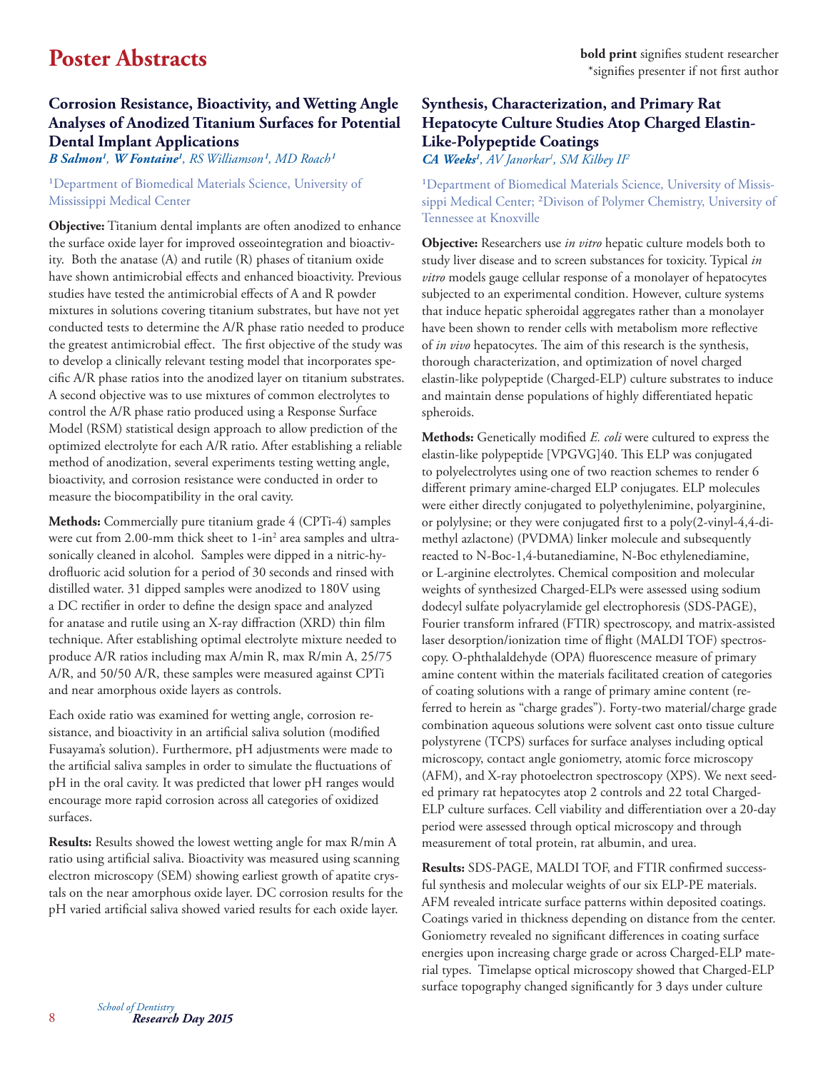# Poster Abstracts

**bold print** signifies student researcher
*signifies presenter if not first author

### Corrosion Resistance, Bioactivity, and Wetting Angle Analyses of Anodized Titanium Surfaces for Potential Dental Implant Applications

***B Salmon*[1]*, ***W Fontaine*[1]*, *RS Williamson*[1]*, *MD Roach*[1]

[1]Department of Biomedical Materials Science, University of Mississippi Medical Center

**Objective:** Titanium dental implants are often anodized to enhance the surface oxide layer for improved osseointegration and bioactivity. Both the anatase (A) and rutile (R) phases of titanium oxide have shown antimicrobial effects and enhanced bioactivity. Previous studies have tested the antimicrobial effects of A and R powder mixtures in solutions covering titanium substrates, but have not yet conducted tests to determine the A/R phase ratio needed to produce the greatest antimicrobial effect. The first objective of the study was to develop a clinically relevant testing model that incorporates specific A/R phase ratios into the anodized layer on titanium substrates. A second objective was to use mixtures of common electrolytes to control the A/R phase ratio produced using a Response Surface Model (RSM) statistical design approach to allow prediction of the optimized electrolyte for each A/R ratio. After establishing a reliable method of anodization, several experiments testing wetting angle, bioactivity, and corrosion resistance were conducted in order to measure the biocompatibility in the oral cavity.

**Methods:** Commercially pure titanium grade 4 (CPTi-4) samples were cut from 2.00-mm thick sheet to 1-in$^2$ area samples and ultrasonically cleaned in alcohol. Samples were dipped in a nitric-hydrofluoric acid solution for a period of 30 seconds and rinsed with distilled water. 31 dipped samples were anodized to 180V using a DC rectifier in order to define the design space and analyzed for anatase and rutile using an X-ray diffraction (XRD) thin film technique. After establishing optimal electrolyte mixture needed to produce A/R ratios including max A/min R, max R/min A, 25/75 A/R, and 50/50 A/R, these samples were measured against CPTi and near amorphous oxide layers as controls.

Each oxide ratio was examined for wetting angle, corrosion resistance, and bioactivity in an artificial saliva solution (modified Fusayama's solution). Furthermore, pH adjustments were made to the artificial saliva samples in order to simulate the fluctuations of pH in the oral cavity. It was predicted that lower pH ranges would encourage more rapid corrosion across all categories of oxidized surfaces.

**Results:** Results showed the lowest wetting angle for max R/min A ratio using artificial saliva. Bioactivity was measured using scanning electron microscopy (SEM) showing earliest growth of apatite crystals on the near amorphous oxide layer. DC corrosion results for the pH varied artificial saliva showed varied results for each oxide layer.

### Synthesis, Characterization, and Primary Rat Hepatocyte Culture Studies Atop Charged Elastin-Like-Polypeptide Coatings

***CA Weeks*[1]*, *AV Janorkar*[1]*, *SM Kilbey II*[2]

[1]Department of Biomedical Materials Science, University of Mississippi Medical Center; [2]Divison of Polymer Chemistry, University of Tennessee at Knoxville

**Objective:** Researchers use *in vitro* hepatic culture models both to study liver disease and to screen substances for toxicity. Typical *in vitro* models gauge cellular response of a monolayer of hepatocytes subjected to an experimental condition. However, culture systems that induce hepatic spheroidal aggregates rather than a monolayer have been shown to render cells with metabolism more reflective of *in vivo* hepatocytes. The aim of this research is the synthesis, thorough characterization, and optimization of novel charged elastin-like polypeptide (Charged-ELP) culture substrates to induce and maintain dense populations of highly differentiated hepatic spheroids.

**Methods:** Genetically modified *E. coli* were cultured to express the elastin-like polypeptide [VPGVG]40. This ELP was conjugated to polyelectrolytes using one of two reaction schemes to render 6 different primary amine-charged ELP conjugates. ELP molecules were either directly conjugated to polyethylenimine, polyarginine, or polylysine; or they were conjugated first to a poly(2-vinyl-4,4-dimethyl azlactone) (PVDMA) linker molecule and subsequently reacted to N-Boc-1,4-butanediamine, N-Boc ethylenediamine, or L-arginine electrolytes. Chemical composition and molecular weights of synthesized Charged-ELPs were assessed using sodium dodecyl sulfate polyacrylamide gel electrophoresis (SDS-PAGE), Fourier transform infrared (FTIR) spectroscopy, and matrix-assisted laser desorption/ionization time of flight (MALDI TOF) spectroscopy. O-phthalaldehyde (OPA) fluorescence measure of primary amine content within the materials facilitated creation of categories of coating solutions with a range of primary amine content (referred to herein as "charge grades"). Forty-two material/charge grade combination aqueous solutions were solvent cast onto tissue culture polystyrene (TCPS) surfaces for surface analyses including optical microscopy, contact angle goniometry, atomic force microscopy (AFM), and X-ray photoelectron spectroscopy (XPS). We next seeded primary rat hepatocytes atop 2 controls and 22 total Charged-ELP culture surfaces. Cell viability and differentiation over a 20-day period were assessed through optical microscopy and through measurement of total protein, rat albumin, and urea.

**Results:** SDS-PAGE, MALDI TOF, and FTIR confirmed successful synthesis and molecular weights of our six ELP-PE materials. AFM revealed intricate surface patterns within deposited coatings. Coatings varied in thickness depending on distance from the center. Goniometry revealed no significant differences in coating surface energies upon increasing charge grade or across Charged-ELP material types. Timelapse optical microscopy showed that Charged-ELP surface topography changed significantly for 3 days under culture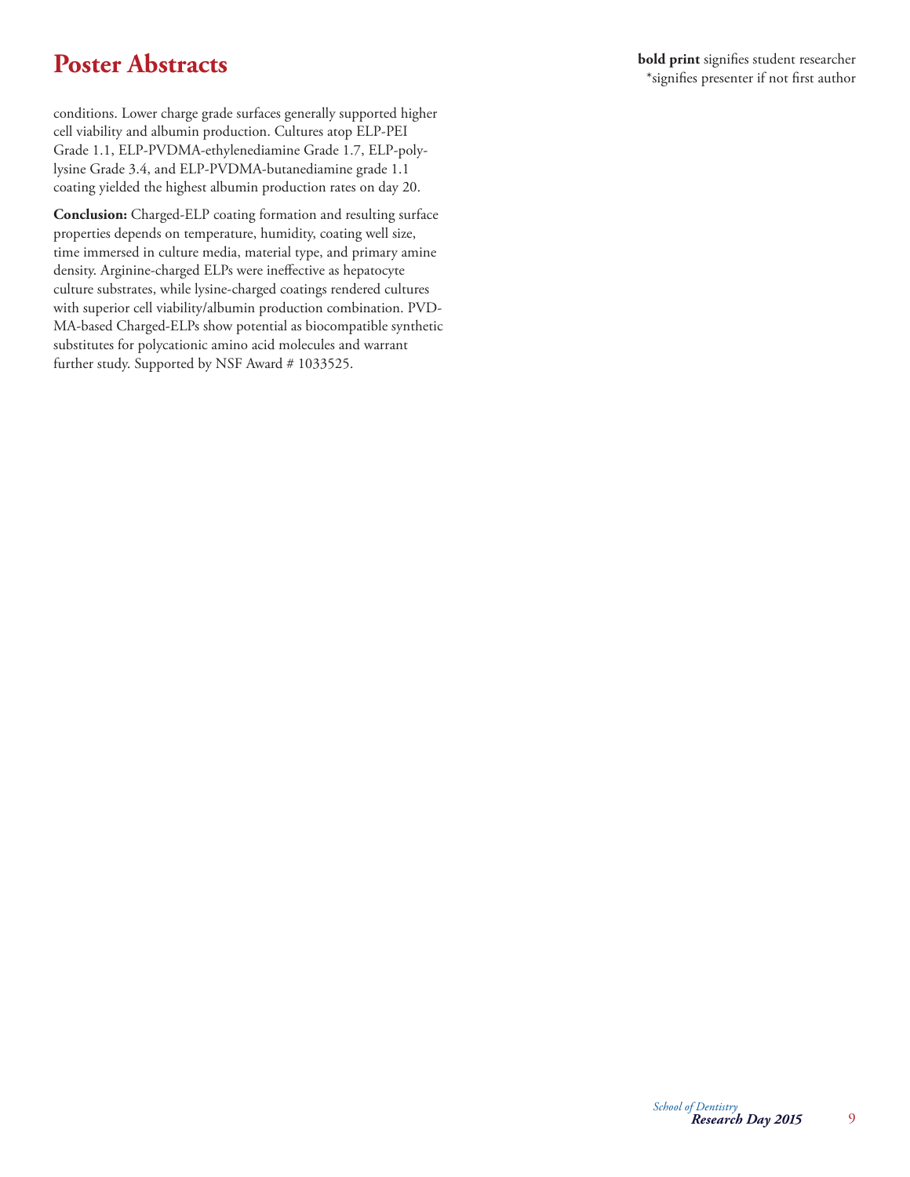conditions. Lower charge grade surfaces generally supported higher cell viability and albumin production. Cultures atop ELP-PEI Grade 1.1, ELP-PVDMA-ethylenediamine Grade 1.7, ELP-polylysine Grade 3.4, and ELP-PVDMA-butanediamine grade 1.1 coating yielded the highest albumin production rates on day 20.

**Conclusion:** Charged-ELP coating formation and resulting surface properties depends on temperature, humidity, coating well size, time immersed in culture media, material type, and primary amine density. Arginine-charged ELPs were ineffective as hepatocyte culture substrates, while lysine-charged coatings rendered cultures with superior cell viability/albumin production combination. PVDMA-based Charged-ELPs show potential as biocompatible synthetic substitutes for polycationic amino acid molecules and warrant further study. Supported by NSF Award # 1033525.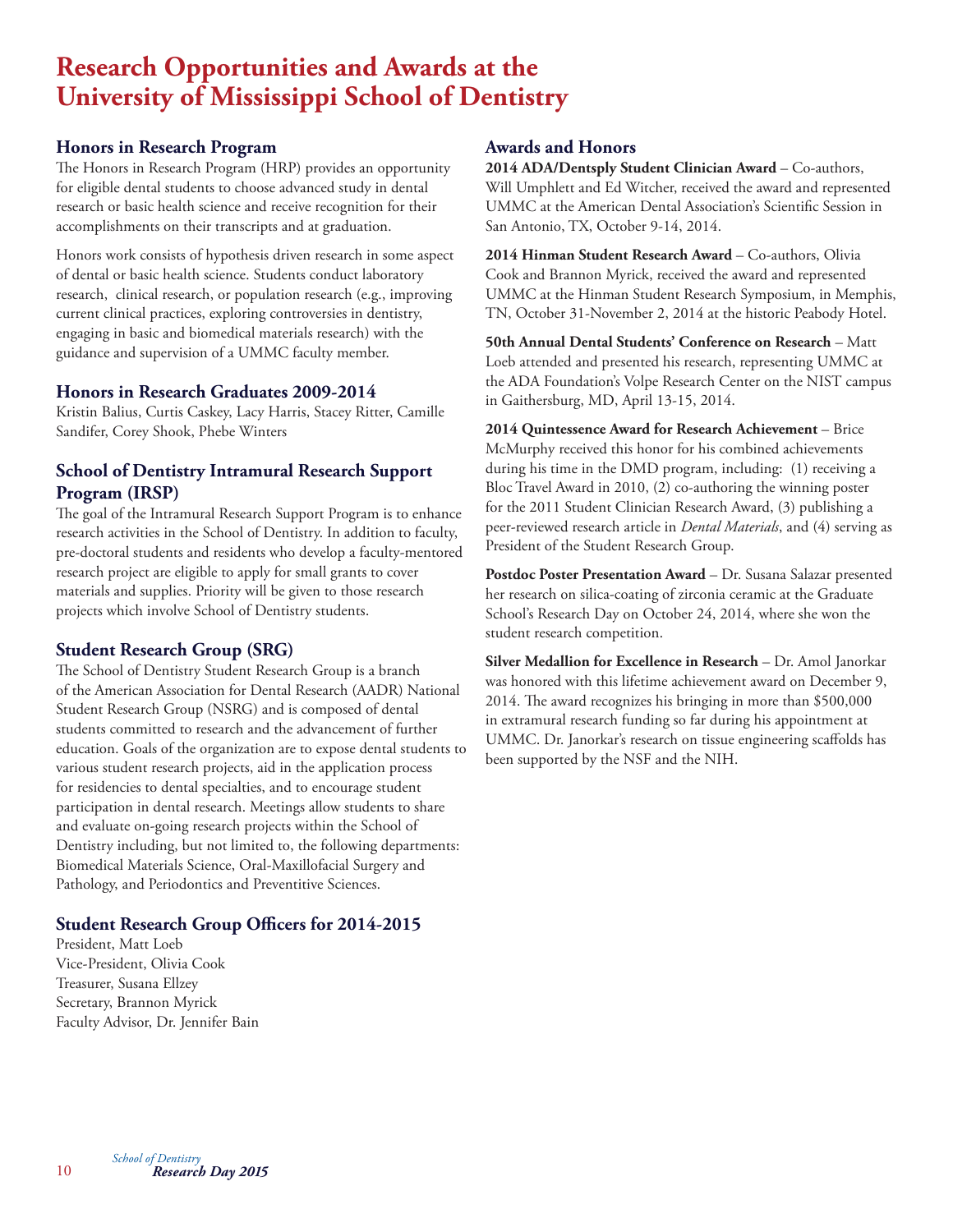# Research Opportunities and Awards at the University of Mississippi School of Dentistry

## Honors in Research Program

The Honors in Research Program (HRP) provides an opportunity for eligible dental students to choose advanced study in dental research or basic health science and receive recognition for their accomplishments on their transcripts and at graduation.

Honors work consists of hypothesis driven research in some aspect of dental or basic health science. Students conduct laboratory research, clinical research, or population research (e.g., improving current clinical practices, exploring controversies in dentistry, engaging in basic and biomedical materials research) with the guidance and supervision of a UMMC faculty member.

## Honors in Research Graduates 2009-2014

Kristin Balius, Curtis Caskey, Lacy Harris, Stacey Ritter, Camille Sandifer, Corey Shook, Phebe Winters

## School of Dentistry Intramural Research Support Program (IRSP)

The goal of the Intramural Research Support Program is to enhance research activities in the School of Dentistry. In addition to faculty, pre-doctoral students and residents who develop a faculty-mentored research project are eligible to apply for small grants to cover materials and supplies. Priority will be given to those research projects which involve School of Dentistry students.

## Student Research Group (SRG)

The School of Dentistry Student Research Group is a branch of the American Association for Dental Research (AADR) National Student Research Group (NSRG) and is composed of dental students committed to research and the advancement of further education. Goals of the organization are to expose dental students to various student research projects, aid in the application process for residencies to dental specialties, and to encourage student participation in dental research. Meetings allow students to share and evaluate on-going research projects within the School of Dentistry including, but not limited to, the following departments: Biomedical Materials Science, Oral-Maxillofacial Surgery and Pathology, and Periodontics and Preventitive Sciences.

## Student Research Group Officers for 2014-2015

President, Matt Loeb
Vice-President, Olivia Cook
Treasurer, Susana Ellzey
Secretary, Brannon Myrick
Faculty Advisor, Dr. Jennifer Bain

## Awards and Honors

**2014 ADA/Dentsply Student Clinician Award** – Co-authors, Will Umphlett and Ed Witcher, received the award and represented UMMC at the American Dental Association's Scientific Session in San Antonio, TX, October 9-14, 2014.

**2014 Hinman Student Research Award** – Co-authors, Olivia Cook and Brannon Myrick, received the award and represented UMMC at the Hinman Student Research Symposium, in Memphis, TN, October 31-November 2, 2014 at the historic Peabody Hotel.

**50th Annual Dental Students' Conference on Research** – Matt Loeb attended and presented his research, representing UMMC at the ADA Foundation's Volpe Research Center on the NIST campus in Gaithersburg, MD, April 13-15, 2014.

**2014 Quintessence Award for Research Achievement** – Brice McMurphy received this honor for his combined achievements during his time in the DMD program, including: (1) receiving a Bloc Travel Award in 2010, (2) co-authoring the winning poster for the 2011 Student Clinician Research Award, (3) publishing a peer-reviewed research article in *Dental Materials*, and (4) serving as President of the Student Research Group.

**Postdoc Poster Presentation Award** – Dr. Susana Salazar presented her research on silica-coating of zirconia ceramic at the Graduate School's Research Day on October 24, 2014, where she won the student research competition.

**Silver Medallion for Excellence in Research** – Dr. Amol Janorkar was honored with this lifetime achievement award on December 9, 2014. The award recognizes his bringing in more than $500,000 in extramural research funding so far during his appointment at UMMC. Dr. Janorkar's research on tissue engineering scaffolds has been supported by the NSF and the NIH.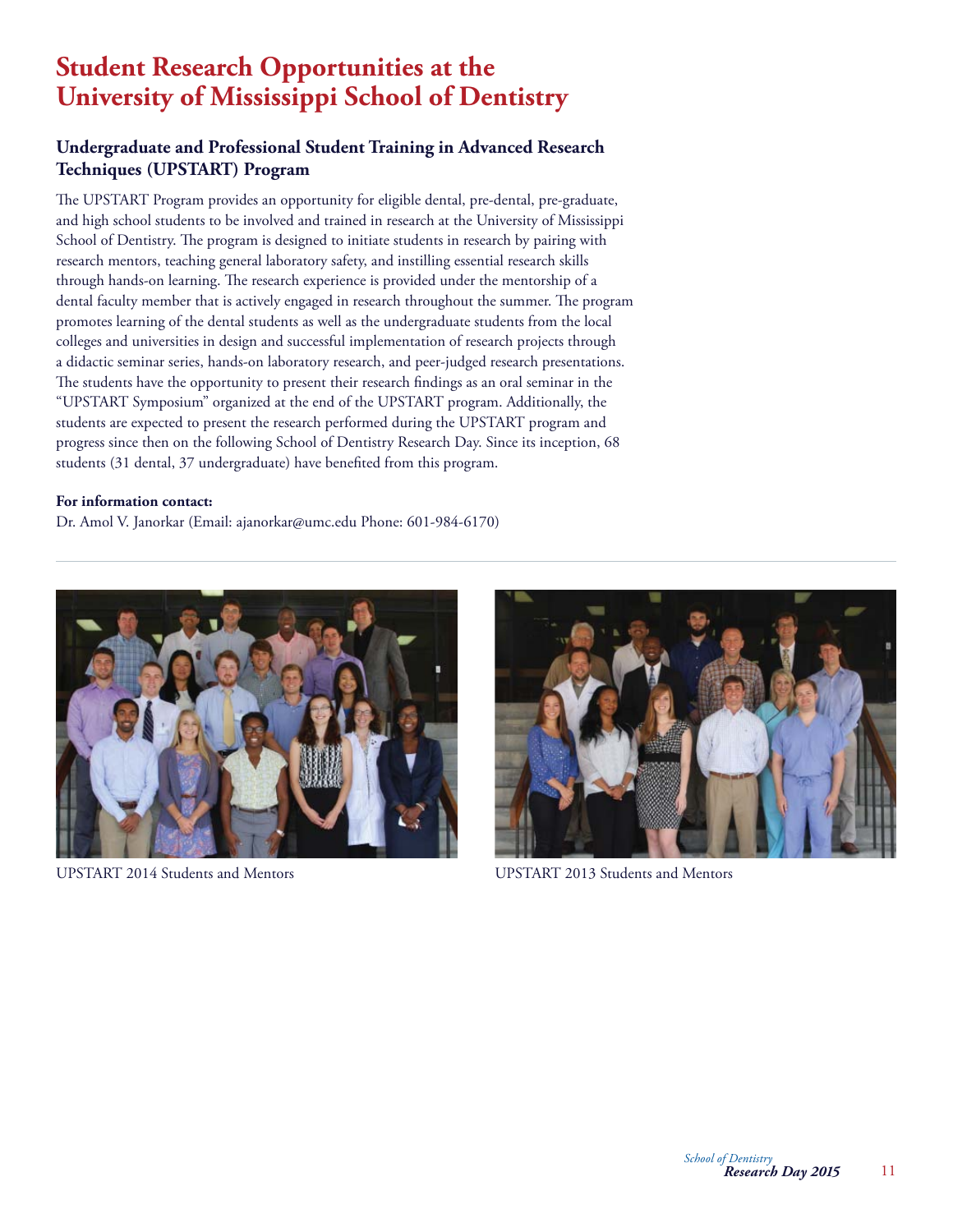# Student Research Opportunities at the University of Mississippi School of Dentistry

## Undergraduate and Professional Student Training in Advanced Research Techniques (UPSTART) Program

The UPSTART Program provides an opportunity for eligible dental, pre-dental, pre-graduate, and high school students to be involved and trained in research at the University of Mississippi School of Dentistry. The program is designed to initiate students in research by pairing with research mentors, teaching general laboratory safety, and instilling essential research skills through hands-on learning. The research experience is provided under the mentorship of a dental faculty member that is actively engaged in research throughout the summer. The program promotes learning of the dental students as well as the undergraduate students from the local colleges and universities in design and successful implementation of research projects through a didactic seminar series, hands-on laboratory research, and peer-judged research presentations. The students have the opportunity to present their research findings as an oral seminar in the "UPSTART Symposium" organized at the end of the UPSTART program. Additionally, the students are expected to present the research performed during the UPSTART program and progress since then on the following School of Dentistry Research Day. Since its inception, 68 students (31 dental, 37 undergraduate) have benefited from this program.

**For information contact:**
Dr. Amol V. Janorkar (Email: ajanorkar@umc.edu Phone: 601-984-6170)

UPSTART 2014 Students and Mentors

UPSTART 2013 Students and Mentors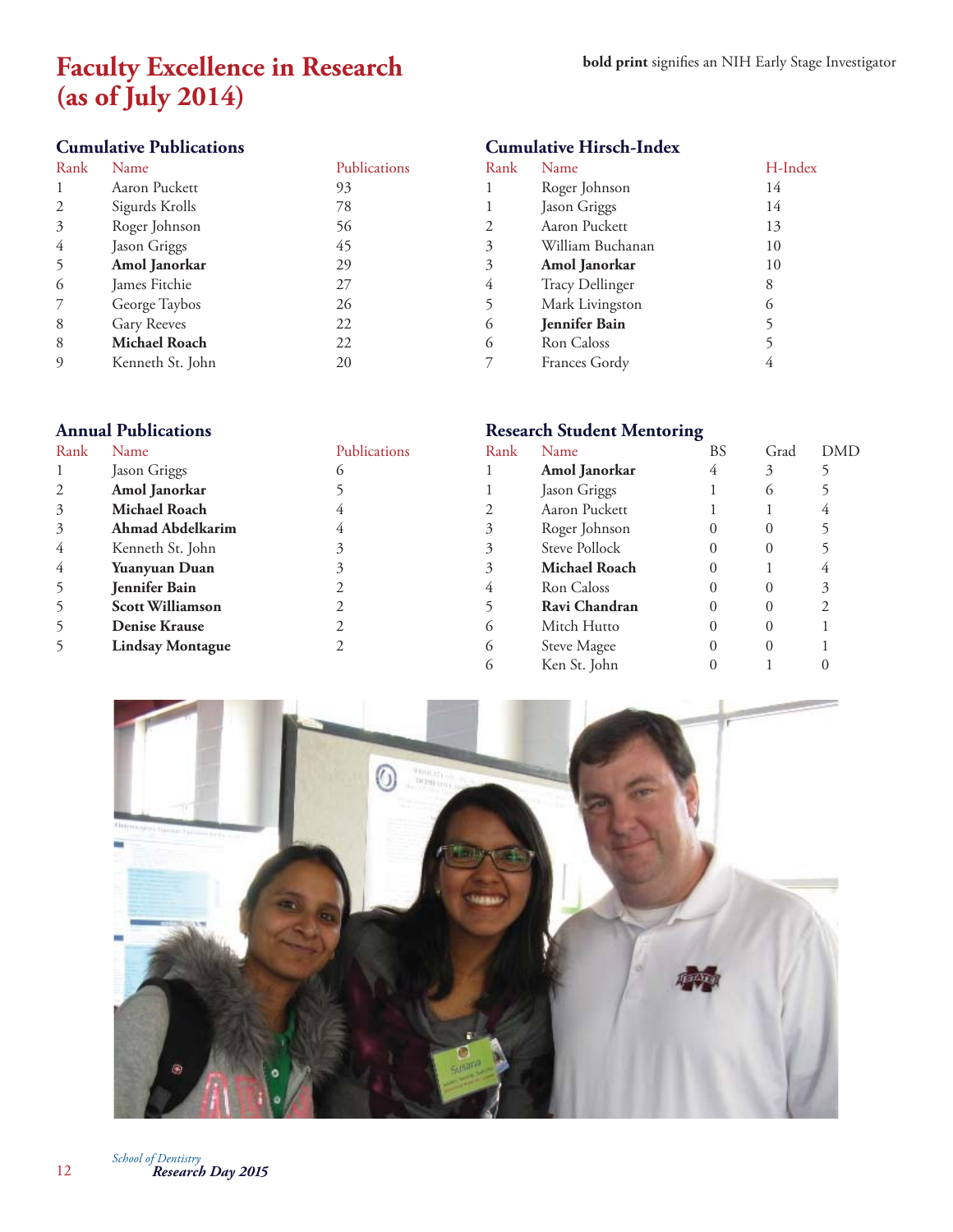# Faculty Excellence in Research (as of July 2014)

**bold print** signifies an NIH Early Stage Investigator

### Cumulative Publications

| Rank | Name | Publications |
|---|---|---|
| 1 | Aaron Puckett | 93 |
| 2 | Sigurds Krolls | 78 |
| 3 | Roger Johnson | 56 |
| 4 | Jason Griggs | 45 |
| 5 | **Amol Janorkar** | 29 |
| 6 | James Fitchie | 27 |
| 7 | George Taybos | 26 |
| 8 | Gary Reeves | 22 |
| 8 | **Michael Roach** | 22 |
| 9 | Kenneth St. John | 20 |

### Cumulative Hirsch-Index

| Rank | Name | H-Index |
|---|---|---|
| 1 | Roger Johnson | 14 |
| 1 | Jason Griggs | 14 |
| 2 | Aaron Puckett | 13 |
| 3 | William Buchanan | 10 |
| 3 | **Amol Janorkar** | 10 |
| 4 | Tracy Dellinger | 8 |
| 5 | Mark Livingston | 6 |
| 6 | **Jennifer Bain** | 5 |
| 6 | Ron Caloss | 5 |
| 7 | Frances Gordy | 4 |

### Annual Publications

| Rank | Name | Publications |
|---|---|---|
| 1 | Jason Griggs | 6 |
| 2 | **Amol Janorkar** | 5 |
| 3 | **Michael Roach** | 4 |
| 3 | **Ahmad Abdelkarim** | 4 |
| 4 | Kenneth St. John | 3 |
| 4 | **Yuanyuan Duan** | 3 |
| 5 | **Jennifer Bain** | 2 |
| 5 | **Scott Williamson** | 2 |
| 5 | **Denise Krause** | 2 |
| 5 | **Lindsay Montague** | 2 |

### Research Student Mentoring

| Rank | Name | BS | Grad | DMD |
|---|---|---|---|---|
| 1 | **Amol Janorkar** | 4 | 3 | 5 |
| 1 | Jason Griggs | 1 | 6 | 5 |
| 2 | Aaron Puckett | 1 | 1 | 4 |
| 3 | Roger Johnson | 0 | 0 | 5 |
| 3 | Steve Pollock | 0 | 0 | 5 |
| 3 | **Michael Roach** | 0 | 1 | 4 |
| 4 | Ron Caloss | 0 | 0 | 3 |
| 5 | **Ravi Chandran** | 0 | 0 | 2 |
| 6 | Mitch Hutto | 0 | 0 | 1 |
| 6 | Steve Magee | 0 | 0 | 1 |
| 6 | Ken St. John | 0 | 1 | 0 |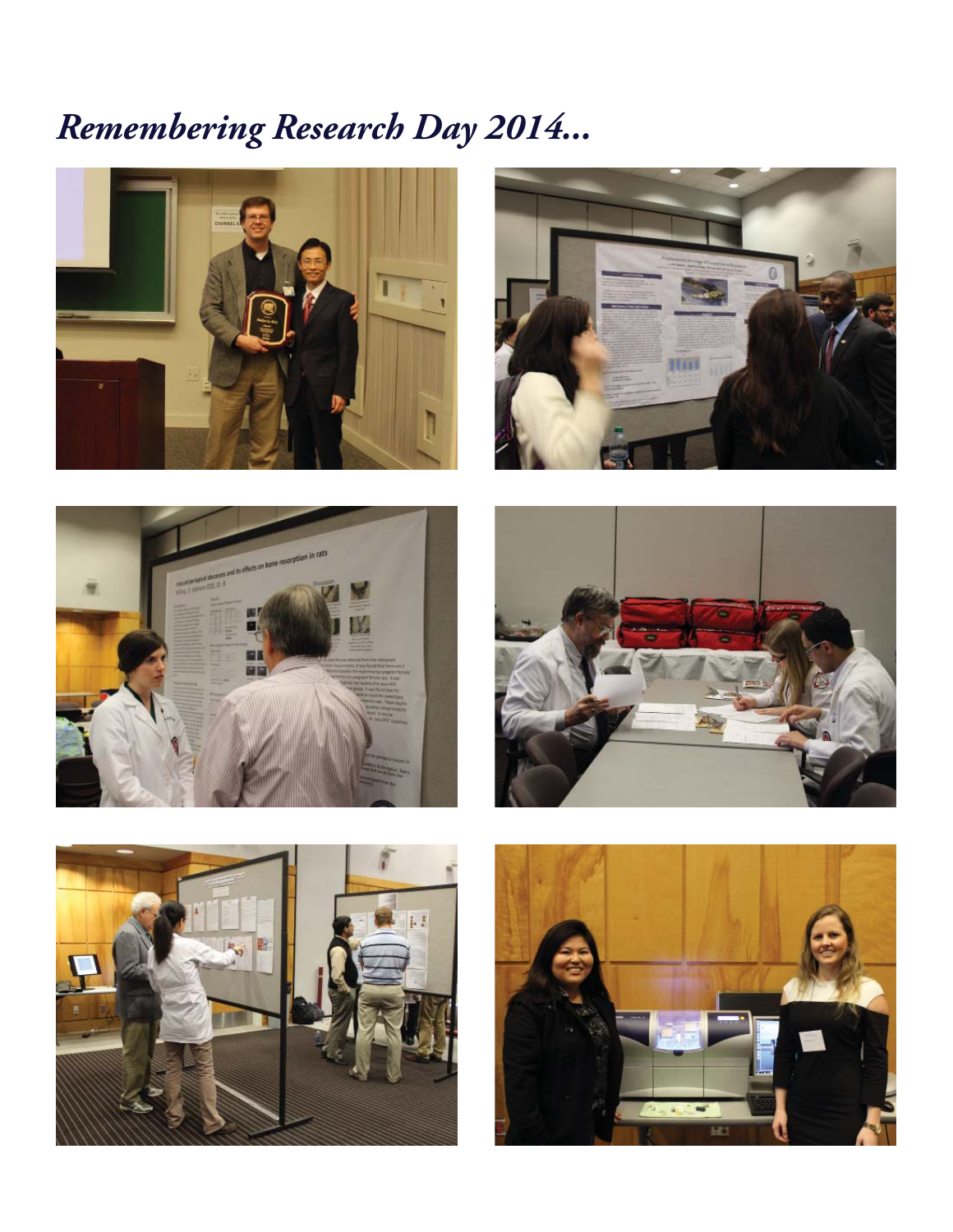# *Remembering Research Day 2014...*